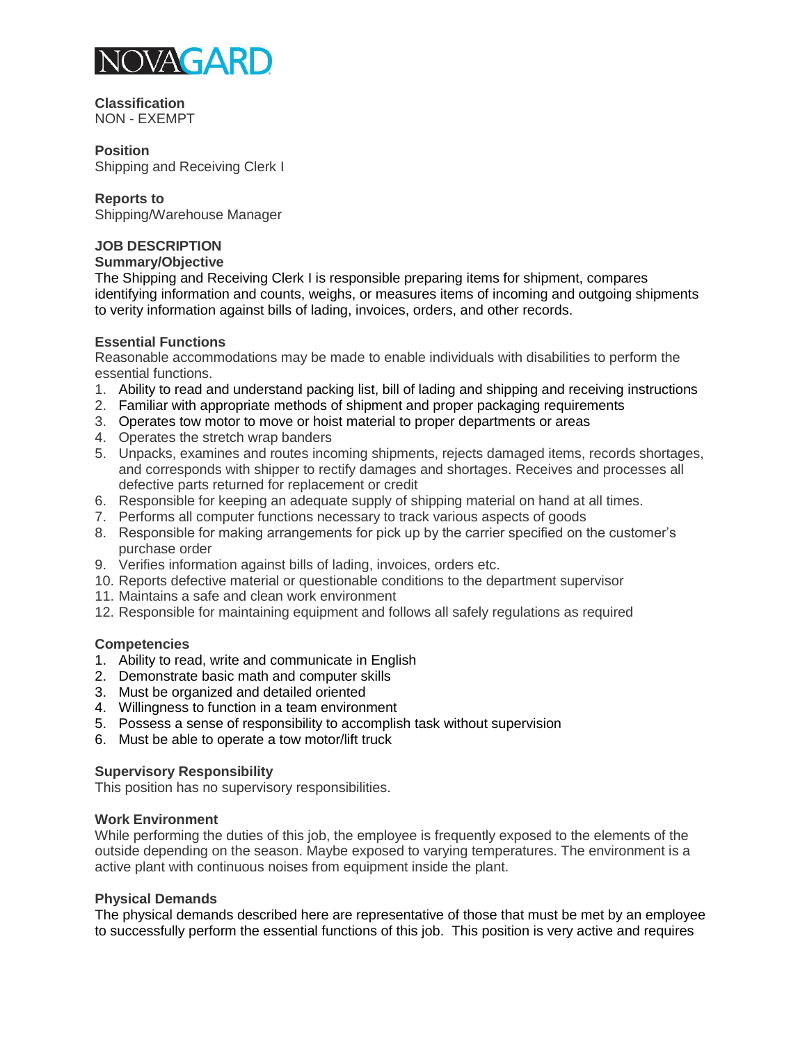NOVAGARD

**Classification**
NON - EXEMPT

**Position**
Shipping and Receiving Clerk I

**Reports to**
Shipping/Warehouse Manager

**JOB DESCRIPTION**

**Summary/Objective**

The Shipping and Receiving Clerk I is responsible preparing items for shipment, compares identifying information and counts, weighs, or measures items of incoming and outgoing shipments to verity information against bills of lading, invoices, orders, and other records.

**Essential Functions**

Reasonable accommodations may be made to enable individuals with disabilities to perform the essential functions.

1. Ability to read and understand packing list, bill of lading and shipping and receiving instructions
2. Familiar with appropriate methods of shipment and proper packaging requirements
3. Operates tow motor to move or hoist material to proper departments or areas
4. Operates the stretch wrap banders
5. Unpacks, examines and routes incoming shipments, rejects damaged items, records shortages, and corresponds with shipper to rectify damages and shortages. Receives and processes all defective parts returned for replacement or credit
6. Responsible for keeping an adequate supply of shipping material on hand at all times.
7. Performs all computer functions necessary to track various aspects of goods
8. Responsible for making arrangements for pick up by the carrier specified on the customer's purchase order
9. Verifies information against bills of lading, invoices, orders etc.
10. Reports defective material or questionable conditions to the department supervisor
11. Maintains a safe and clean work environment
12. Responsible for maintaining equipment and follows all safely regulations as required

**Competencies**

1. Ability to read, write and communicate in English
2. Demonstrate basic math and computer skills
3. Must be organized and detailed oriented
4. Willingness to function in a team environment
5. Possess a sense of responsibility to accomplish task without supervision
6. Must be able to operate a tow motor/lift truck

**Supervisory Responsibility**

This position has no supervisory responsibilities.

**Work Environment**

While performing the duties of this job, the employee is frequently exposed to the elements of the outside depending on the season. Maybe exposed to varying temperatures. The environment is a active plant with continuous noises from equipment inside the plant.

**Physical Demands**

The physical demands described here are representative of those that must be met by an employee to successfully perform the essential functions of this job. This position is very active and requires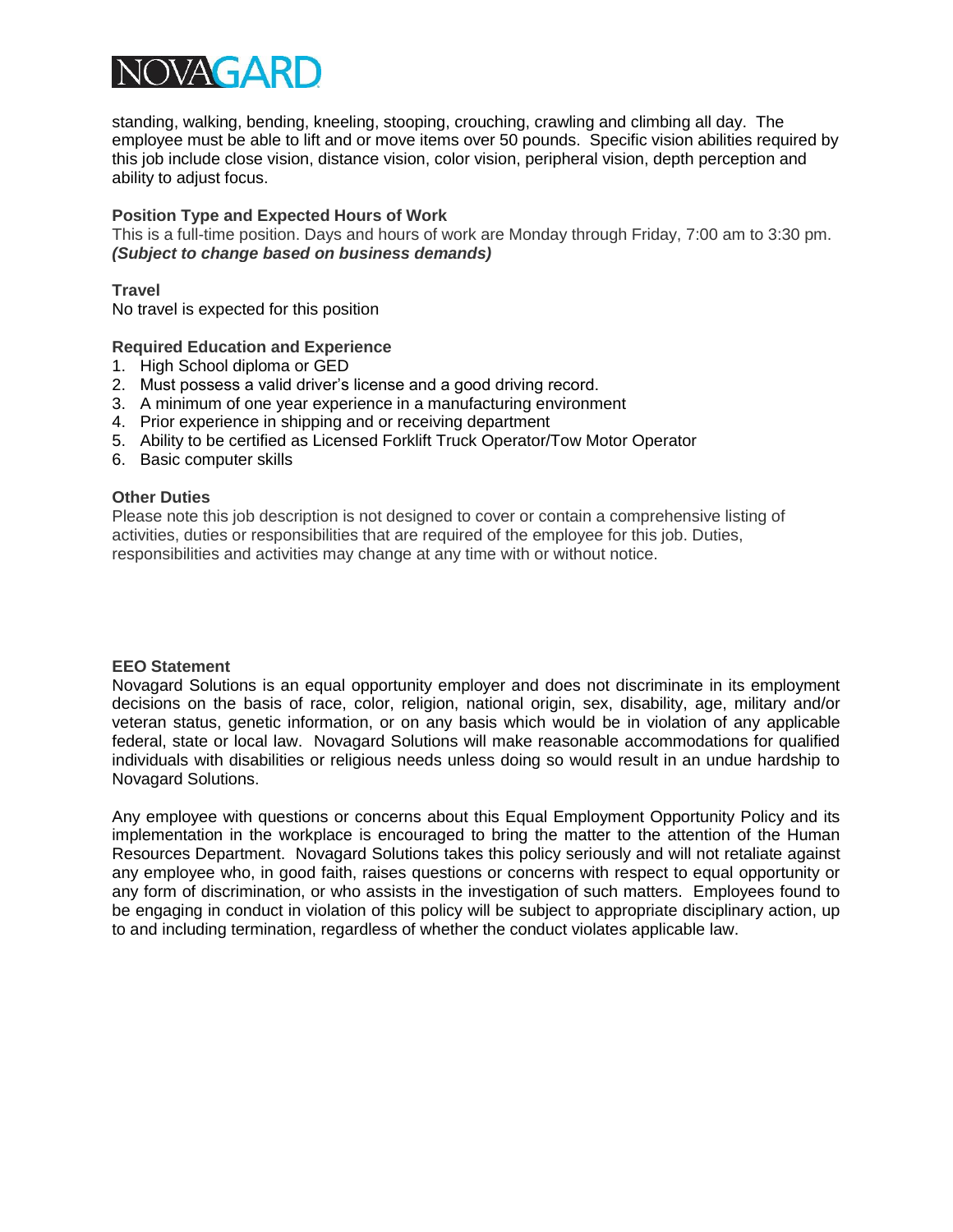standing, walking, bending, kneeling, stooping, crouching, crawling and climbing all day. The employee must be able to lift and or move items over 50 pounds. Specific vision abilities required by this job include close vision, distance vision, color vision, peripheral vision, depth perception and ability to adjust focus.

**Position Type and Expected Hours of Work**

This is a full-time position. Days and hours of work are Monday through Friday, 7:00 am to 3:30 pm. ***(Subject to change based on business demands)***

**Travel**

No travel is expected for this position

**Required Education and Experience**

1. High School diploma or GED
2. Must possess a valid driver's license and a good driving record.
3. A minimum of one year experience in a manufacturing environment
4. Prior experience in shipping and or receiving department
5. Ability to be certified as Licensed Forklift Truck Operator/Tow Motor Operator
6. Basic computer skills

**Other Duties**

Please note this job description is not designed to cover or contain a comprehensive listing of activities, duties or responsibilities that are required of the employee for this job. Duties, responsibilities and activities may change at any time with or without notice.

**EEO Statement**

Novagard Solutions is an equal opportunity employer and does not discriminate in its employment decisions on the basis of race, color, religion, national origin, sex, disability, age, military and/or veteran status, genetic information, or on any basis which would be in violation of any applicable federal, state or local law. Novagard Solutions will make reasonable accommodations for qualified individuals with disabilities or religious needs unless doing so would result in an undue hardship to Novagard Solutions.

Any employee with questions or concerns about this Equal Employment Opportunity Policy and its implementation in the workplace is encouraged to bring the matter to the attention of the Human Resources Department. Novagard Solutions takes this policy seriously and will not retaliate against any employee who, in good faith, raises questions or concerns with respect to equal opportunity or any form of discrimination, or who assists in the investigation of such matters. Employees found to be engaging in conduct in violation of this policy will be subject to appropriate disciplinary action, up to and including termination, regardless of whether the conduct violates applicable law.